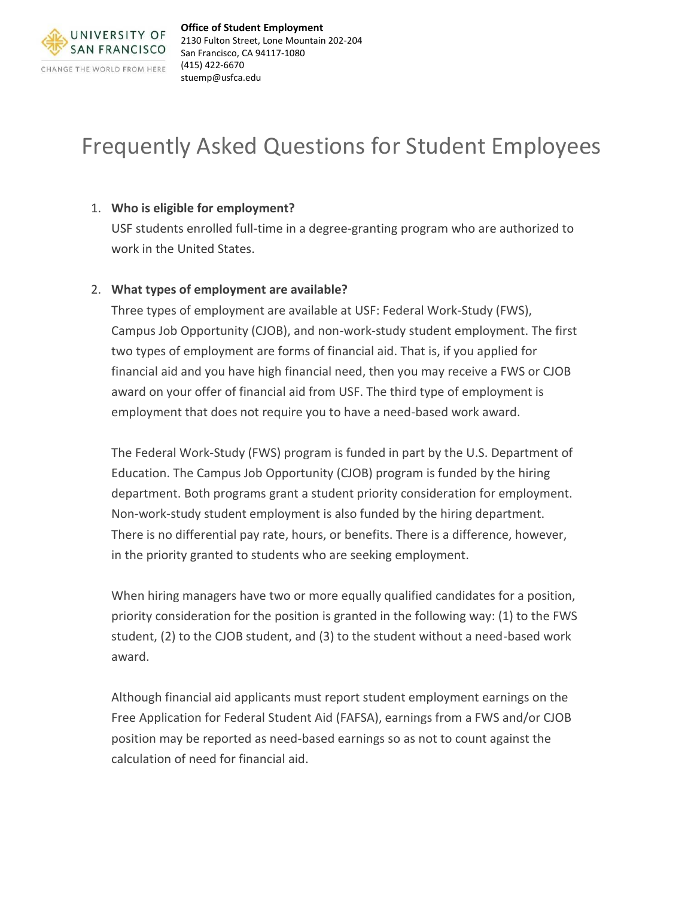UNIVERSITY OF SAN FRANCISCO
CHANGE THE WORLD FROM HERE

**Office of Student Employment**
2130 Fulton Street, Lone Mountain 202-204
San Francisco, CA 94117-1080
(415) 422-6670
stuemp@usfca.edu

# Frequently Asked Questions for Student Employees

1. **Who is eligible for employment?**
   USF students enrolled full-time in a degree-granting program who are authorized to work in the United States.

2. **What types of employment are available?**
   Three types of employment are available at USF: Federal Work-Study (FWS), Campus Job Opportunity (CJOB), and non-work-study student employment. The first two types of employment are forms of financial aid. That is, if you applied for financial aid and you have high financial need, then you may receive a FWS or CJOB award on your offer of financial aid from USF. The third type of employment is employment that does not require you to have a need-based work award.

   The Federal Work-Study (FWS) program is funded in part by the U.S. Department of Education. The Campus Job Opportunity (CJOB) program is funded by the hiring department. Both programs grant a student priority consideration for employment. Non-work-study student employment is also funded by the hiring department. There is no differential pay rate, hours, or benefits. There is a difference, however, in the priority granted to students who are seeking employment.

   When hiring managers have two or more equally qualified candidates for a position, priority consideration for the position is granted in the following way: (1) to the FWS student, (2) to the CJOB student, and (3) to the student without a need-based work award.

   Although financial aid applicants must report student employment earnings on the Free Application for Federal Student Aid (FAFSA), earnings from a FWS and/or CJOB position may be reported as need-based earnings so as not to count against the calculation of need for financial aid.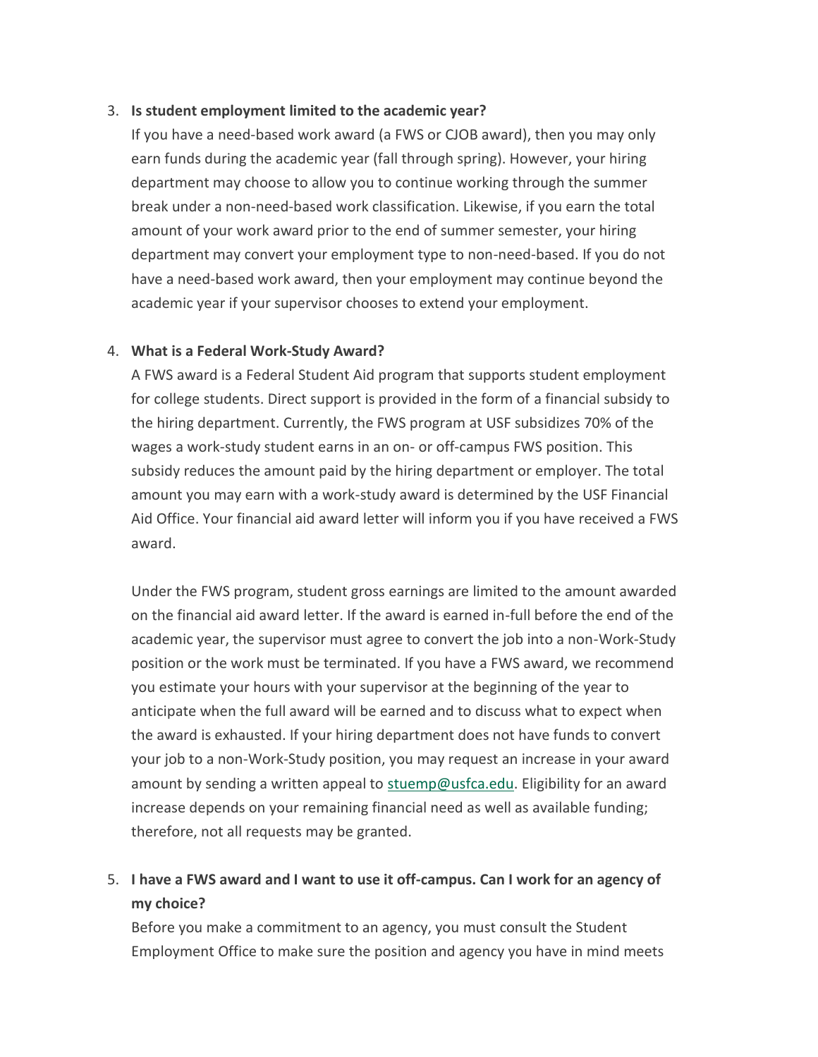3. **Is student employment limited to the academic year?**
   If you have a need-based work award (a FWS or CJOB award), then you may only earn funds during the academic year (fall through spring). However, your hiring department may choose to allow you to continue working through the summer break under a non-need-based work classification. Likewise, if you earn the total amount of your work award prior to the end of summer semester, your hiring department may convert your employment type to non-need-based. If you do not have a need-based work award, then your employment may continue beyond the academic year if your supervisor chooses to extend your employment.

4. **What is a Federal Work-Study Award?**
   A FWS award is a Federal Student Aid program that supports student employment for college students. Direct support is provided in the form of a financial subsidy to the hiring department. Currently, the FWS program at USF subsidizes 70% of the wages a work-study student earns in an on- or off-campus FWS position. This subsidy reduces the amount paid by the hiring department or employer. The total amount you may earn with a work-study award is determined by the USF Financial Aid Office. Your financial aid award letter will inform you if you have received a FWS award.

   Under the FWS program, student gross earnings are limited to the amount awarded on the financial aid award letter. If the award is earned in-full before the end of the academic year, the supervisor must agree to convert the job into a non-Work-Study position or the work must be terminated. If you have a FWS award, we recommend you estimate your hours with your supervisor at the beginning of the year to anticipate when the full award will be earned and to discuss what to expect when the award is exhausted. If your hiring department does not have funds to convert your job to a non-Work-Study position, you may request an increase in your award amount by sending a written appeal to [stuemp@usfca.edu](mailto:stuemp@usfca.edu). Eligibility for an award increase depends on your remaining financial need as well as available funding; therefore, not all requests may be granted.

5. **I have a FWS award and I want to use it off-campus. Can I work for an agency of my choice?**
   Before you make a commitment to an agency, you must consult the Student Employment Office to make sure the position and agency you have in mind meets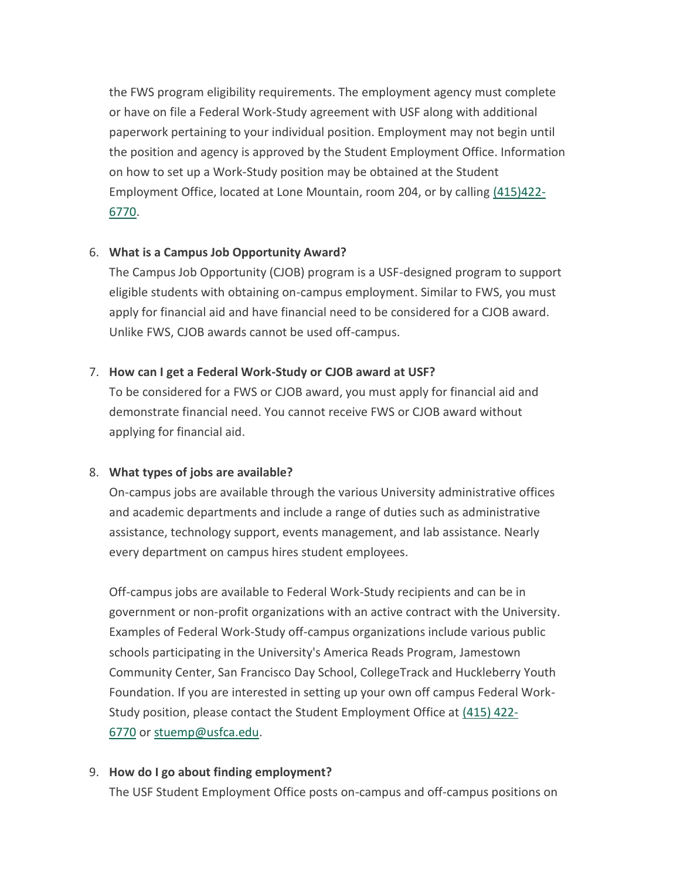the FWS program eligibility requirements. The employment agency must complete or have on file a Federal Work-Study agreement with USF along with additional paperwork pertaining to your individual position. Employment may not begin until the position and agency is approved by the Student Employment Office. Information on how to set up a Work-Study position may be obtained at the Student Employment Office, located at Lone Mountain, room 204, or by calling (415)422-6770.

6. **What is a Campus Job Opportunity Award?**
   The Campus Job Opportunity (CJOB) program is a USF-designed program to support eligible students with obtaining on-campus employment. Similar to FWS, you must apply for financial aid and have financial need to be considered for a CJOB award. Unlike FWS, CJOB awards cannot be used off-campus.

7. **How can I get a Federal Work-Study or CJOB award at USF?**
   To be considered for a FWS or CJOB award, you must apply for financial aid and demonstrate financial need. You cannot receive FWS or CJOB award without applying for financial aid.

8. **What types of jobs are available?**
   On-campus jobs are available through the various University administrative offices and academic departments and include a range of duties such as administrative assistance, technology support, events management, and lab assistance. Nearly every department on campus hires student employees.

   Off-campus jobs are available to Federal Work-Study recipients and can be in government or non-profit organizations with an active contract with the University. Examples of Federal Work-Study off-campus organizations include various public schools participating in the University's America Reads Program, Jamestown Community Center, San Francisco Day School, CollegeTrack and Huckleberry Youth Foundation. If you are interested in setting up your own off campus Federal Work-Study position, please contact the Student Employment Office at (415) 422-6770 or stuemp@usfca.edu.

9. **How do I go about finding employment?**
   The USF Student Employment Office posts on-campus and off-campus positions on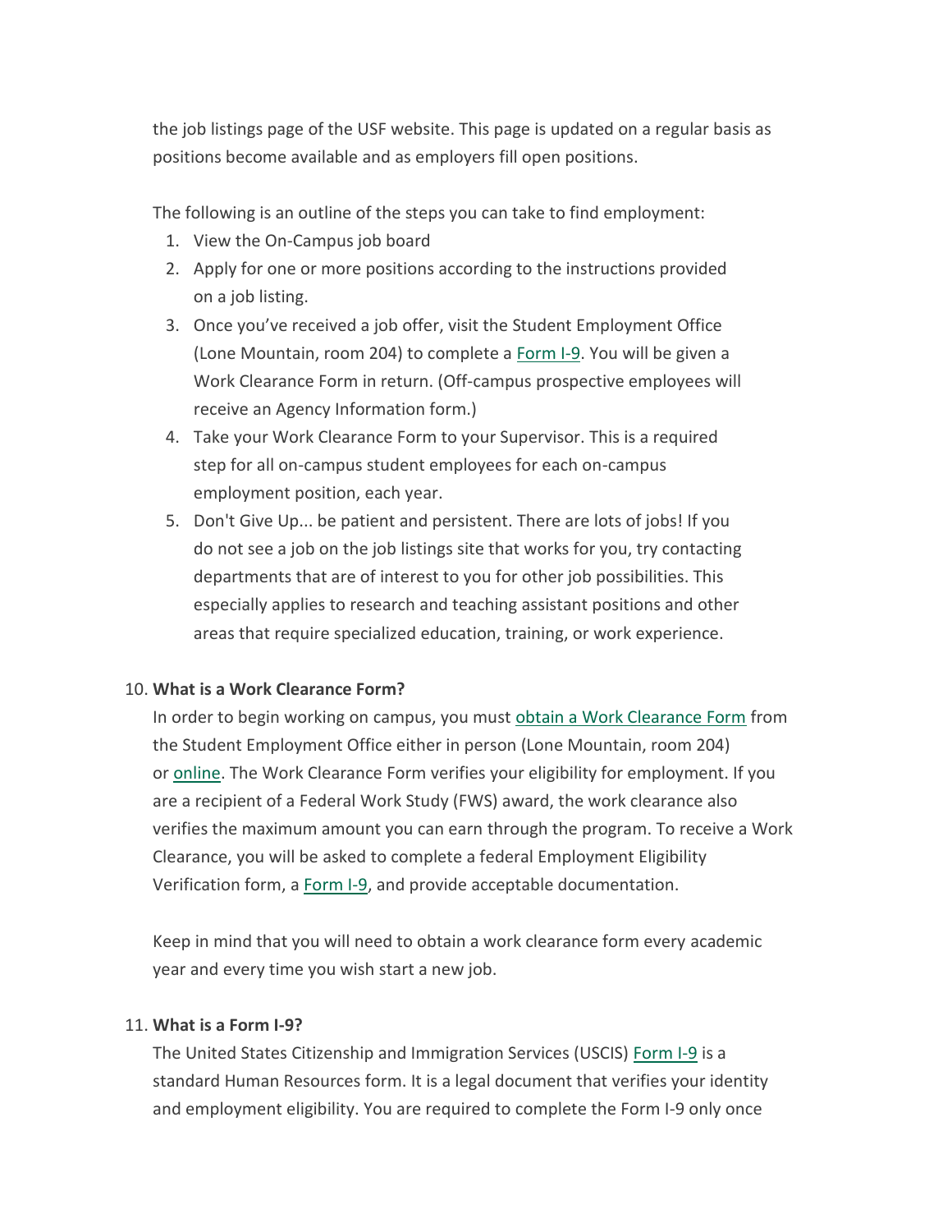the job listings page of the USF website. This page is updated on a regular basis as positions become available and as employers fill open positions.

The following is an outline of the steps you can take to find employment:

1. View the On-Campus job board
2. Apply for one or more positions according to the instructions provided on a job listing.
3. Once you've received a job offer, visit the Student Employment Office (Lone Mountain, room 204) to complete a Form I-9. You will be given a Work Clearance Form in return. (Off-campus prospective employees will receive an Agency Information form.)
4. Take your Work Clearance Form to your Supervisor. This is a required step for all on-campus student employees for each on-campus employment position, each year.
5. Don't Give Up... be patient and persistent. There are lots of jobs! If you do not see a job on the job listings site that works for you, try contacting departments that are of interest to you for other job possibilities. This especially applies to research and teaching assistant positions and other areas that require specialized education, training, or work experience.

10. **What is a Work Clearance Form?**

In order to begin working on campus, you must obtain a Work Clearance Form from the Student Employment Office either in person (Lone Mountain, room 204) or online. The Work Clearance Form verifies your eligibility for employment. If you are a recipient of a Federal Work Study (FWS) award, the work clearance also verifies the maximum amount you can earn through the program. To receive a Work Clearance, you will be asked to complete a federal Employment Eligibility Verification form, a Form I-9, and provide acceptable documentation.

Keep in mind that you will need to obtain a work clearance form every academic year and every time you wish start a new job.

11. **What is a Form I-9?**

The United States Citizenship and Immigration Services (USCIS) Form I-9 is a standard Human Resources form. It is a legal document that verifies your identity and employment eligibility. You are required to complete the Form I-9 only once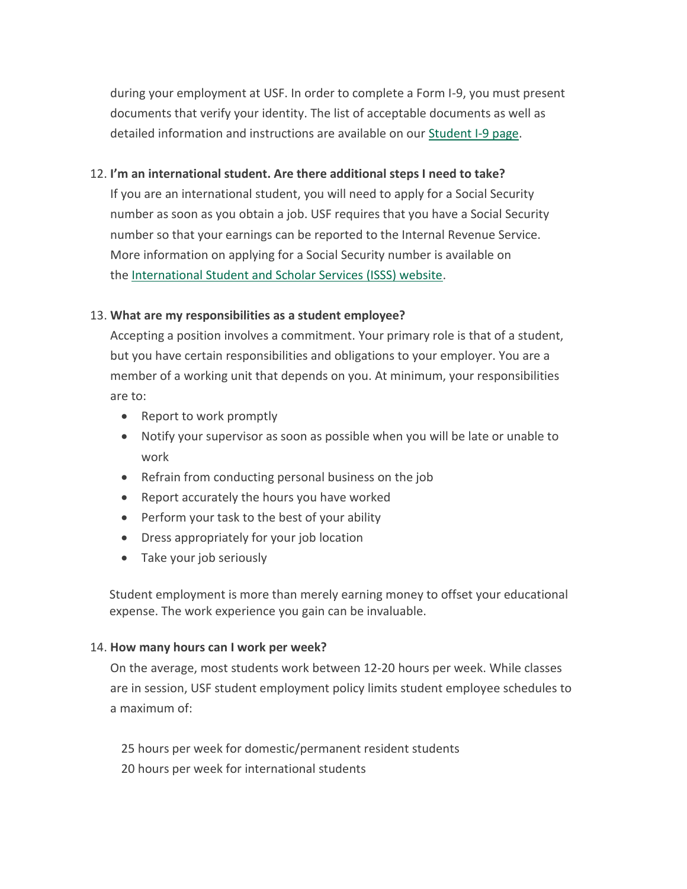during your employment at USF. In order to complete a Form I-9, you must present documents that verify your identity. The list of acceptable documents as well as detailed information and instructions are available on our [Student I-9 page](#).

12. **I'm an international student. Are there additional steps I need to take?**
    If you are an international student, you will need to apply for a Social Security number as soon as you obtain a job. USF requires that you have a Social Security number so that your earnings can be reported to the Internal Revenue Service. More information on applying for a Social Security number is available on the [International Student and Scholar Services (ISSS) website](#).

13. **What are my responsibilities as a student employee?**
    Accepting a position involves a commitment. Your primary role is that of a student, but you have certain responsibilities and obligations to your employer. You are a member of a working unit that depends on you. At minimum, your responsibilities are to:
    - Report to work promptly
    - Notify your supervisor as soon as possible when you will be late or unable to work
    - Refrain from conducting personal business on the job
    - Report accurately the hours you have worked
    - Perform your task to the best of your ability
    - Dress appropriately for your job location
    - Take your job seriously

    Student employment is more than merely earning money to offset your educational expense. The work experience you gain can be invaluable.

14. **How many hours can I work per week?**
    On the average, most students work between 12-20 hours per week. While classes are in session, USF student employment policy limits student employee schedules to a maximum of:

    25 hours per week for domestic/permanent resident students
    20 hours per week for international students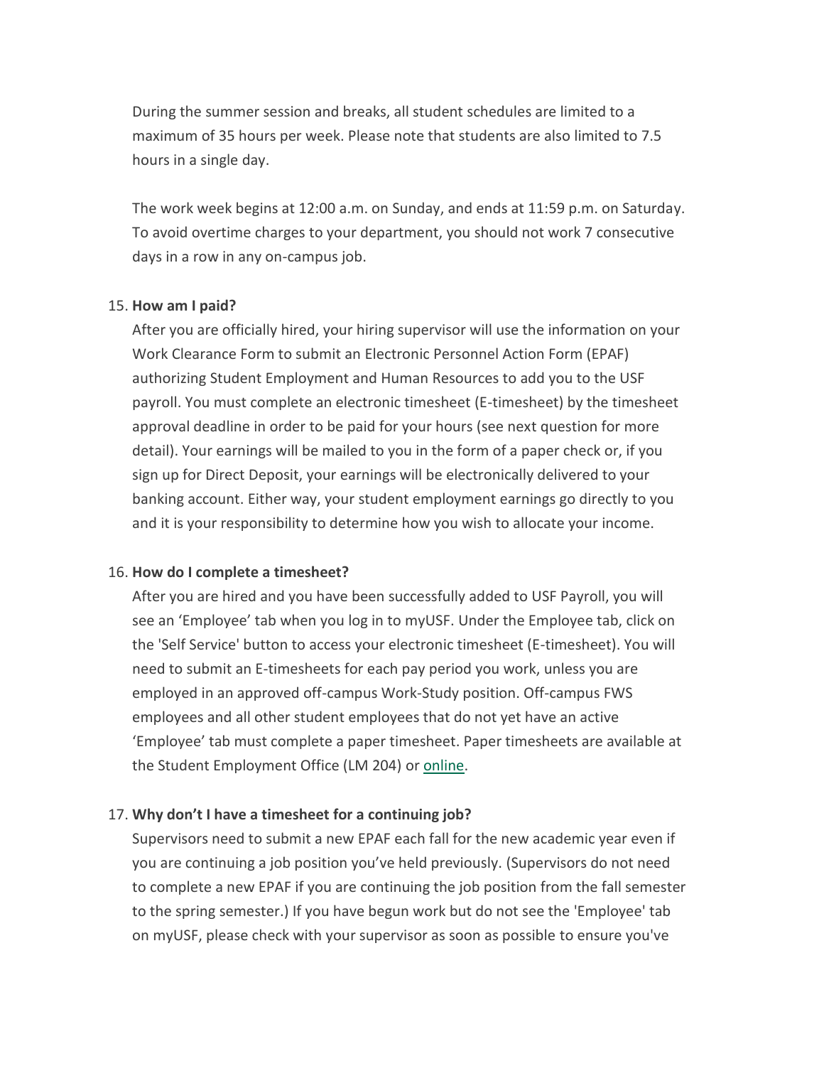During the summer session and breaks, all student schedules are limited to a maximum of 35 hours per week. Please note that students are also limited to 7.5 hours in a single day.

The work week begins at 12:00 a.m. on Sunday, and ends at 11:59 p.m. on Saturday. To avoid overtime charges to your department, you should not work 7 consecutive days in a row in any on-campus job.

15. **How am I paid?**

    After you are officially hired, your hiring supervisor will use the information on your Work Clearance Form to submit an Electronic Personnel Action Form (EPAF) authorizing Student Employment and Human Resources to add you to the USF payroll. You must complete an electronic timesheet (E-timesheet) by the timesheet approval deadline in order to be paid for your hours (see next question for more detail). Your earnings will be mailed to you in the form of a paper check or, if you sign up for Direct Deposit, your earnings will be electronically delivered to your banking account. Either way, your student employment earnings go directly to you and it is your responsibility to determine how you wish to allocate your income.

16. **How do I complete a timesheet?**

    After you are hired and you have been successfully added to USF Payroll, you will see an 'Employee' tab when you log in to myUSF. Under the Employee tab, click on the 'Self Service' button to access your electronic timesheet (E-timesheet). You will need to submit an E-timesheets for each pay period you work, unless you are employed in an approved off-campus Work-Study position. Off-campus FWS employees and all other student employees that do not yet have an active 'Employee' tab must complete a paper timesheet. Paper timesheets are available at the Student Employment Office (LM 204) or online.

17. **Why don't I have a timesheet for a continuing job?**

    Supervisors need to submit a new EPAF each fall for the new academic year even if you are continuing a job position you've held previously. (Supervisors do not need to complete a new EPAF if you are continuing the job position from the fall semester to the spring semester.) If you have begun work but do not see the 'Employee' tab on myUSF, please check with your supervisor as soon as possible to ensure you've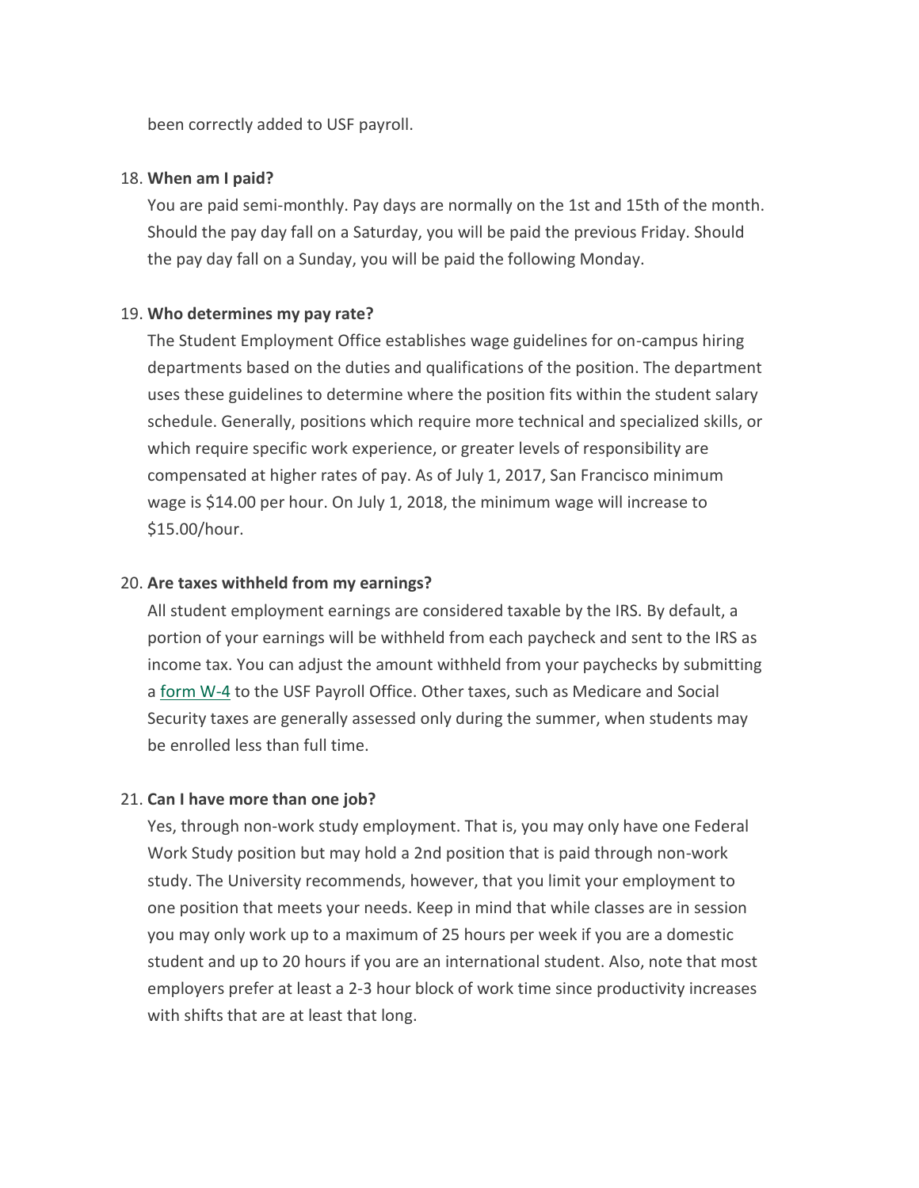been correctly added to USF payroll.

18. **When am I paid?**

    You are paid semi-monthly. Pay days are normally on the 1st and 15th of the month. Should the pay day fall on a Saturday, you will be paid the previous Friday. Should the pay day fall on a Sunday, you will be paid the following Monday.

19. **Who determines my pay rate?**

    The Student Employment Office establishes wage guidelines for on-campus hiring departments based on the duties and qualifications of the position. The department uses these guidelines to determine where the position fits within the student salary schedule. Generally, positions which require more technical and specialized skills, or which require specific work experience, or greater levels of responsibility are compensated at higher rates of pay. As of July 1, 2017, San Francisco minimum wage is $14.00 per hour. On July 1, 2018, the minimum wage will increase to $15.00/hour.

20. **Are taxes withheld from my earnings?**

    All student employment earnings are considered taxable by the IRS. By default, a portion of your earnings will be withheld from each paycheck and sent to the IRS as income tax. You can adjust the amount withheld from your paychecks by submitting a form W-4 to the USF Payroll Office. Other taxes, such as Medicare and Social Security taxes are generally assessed only during the summer, when students may be enrolled less than full time.

21. **Can I have more than one job?**

    Yes, through non-work study employment. That is, you may only have one Federal Work Study position but may hold a 2nd position that is paid through non-work study. The University recommends, however, that you limit your employment to one position that meets your needs. Keep in mind that while classes are in session you may only work up to a maximum of 25 hours per week if you are a domestic student and up to 20 hours if you are an international student. Also, note that most employers prefer at least a 2-3 hour block of work time since productivity increases with shifts that are at least that long.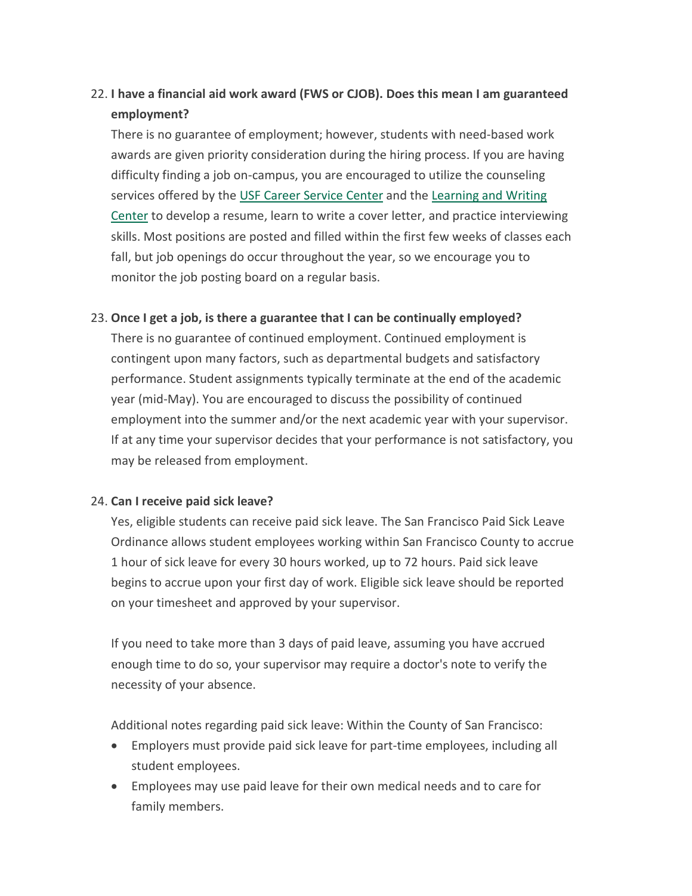22. **I have a financial aid work award (FWS or CJOB). Does this mean I am guaranteed employment?**
    There is no guarantee of employment; however, students with need-based work awards are given priority consideration during the hiring process. If you are having difficulty finding a job on-campus, you are encouraged to utilize the counseling services offered by the USF Career Service Center and the Learning and Writing Center to develop a resume, learn to write a cover letter, and practice interviewing skills. Most positions are posted and filled within the first few weeks of classes each fall, but job openings do occur throughout the year, so we encourage you to monitor the job posting board on a regular basis.

23. **Once I get a job, is there a guarantee that I can be continually employed?**
    There is no guarantee of continued employment. Continued employment is contingent upon many factors, such as departmental budgets and satisfactory performance. Student assignments typically terminate at the end of the academic year (mid-May). You are encouraged to discuss the possibility of continued employment into the summer and/or the next academic year with your supervisor. If at any time your supervisor decides that your performance is not satisfactory, you may be released from employment.

24. **Can I receive paid sick leave?**
    Yes, eligible students can receive paid sick leave. The San Francisco Paid Sick Leave Ordinance allows student employees working within San Francisco County to accrue 1 hour of sick leave for every 30 hours worked, up to 72 hours. Paid sick leave begins to accrue upon your first day of work. Eligible sick leave should be reported on your timesheet and approved by your supervisor.

    If you need to take more than 3 days of paid leave, assuming you have accrued enough time to do so, your supervisor may require a doctor's note to verify the necessity of your absence.

    Additional notes regarding paid sick leave: Within the County of San Francisco:

    - Employers must provide paid sick leave for part-time employees, including all student employees.
    - Employees may use paid leave for their own medical needs and to care for family members.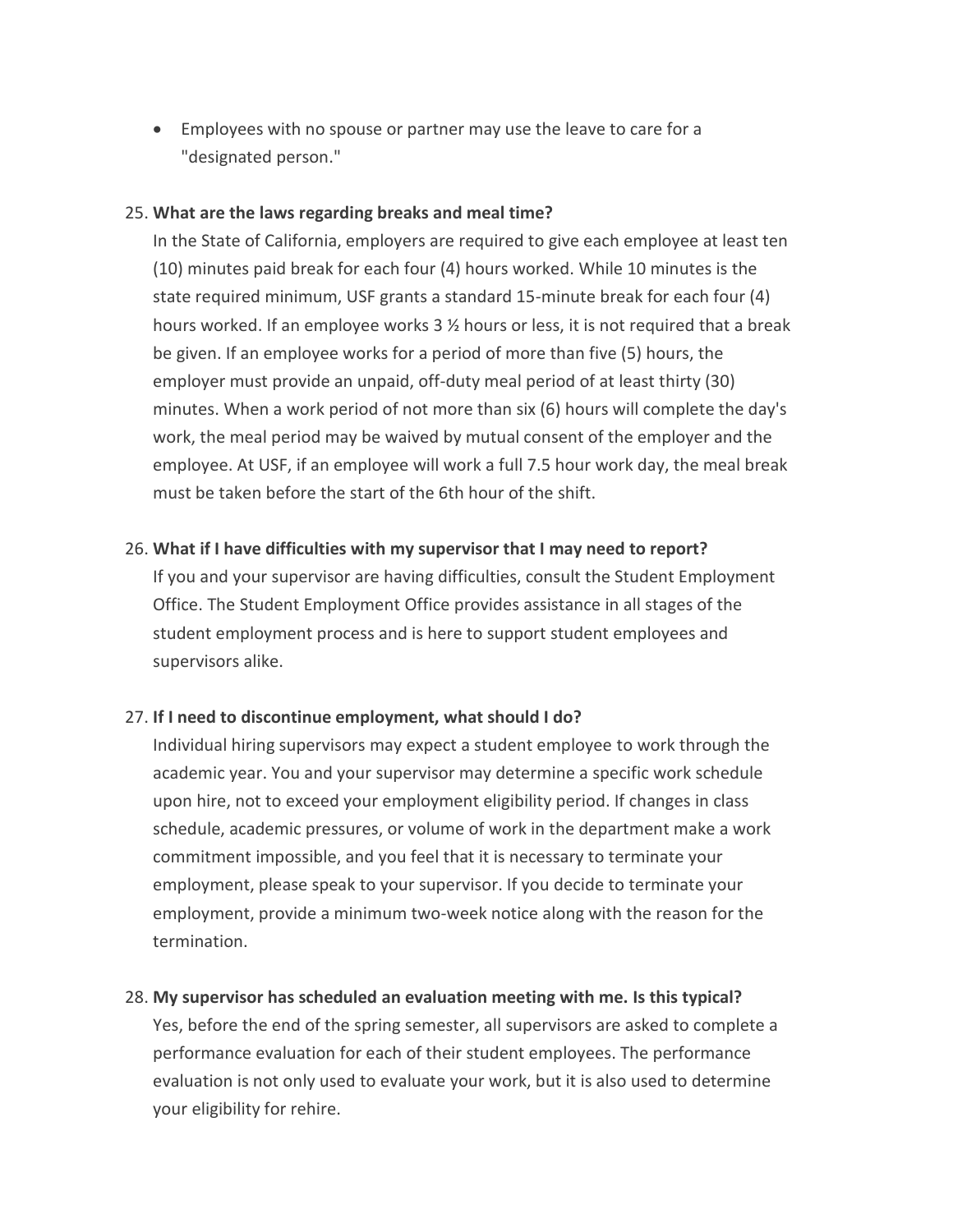- Employees with no spouse or partner may use the leave to care for a "designated person."

25. **What are the laws regarding breaks and meal time?**
    In the State of California, employers are required to give each employee at least ten (10) minutes paid break for each four (4) hours worked. While 10 minutes is the state required minimum, USF grants a standard 15-minute break for each four (4) hours worked. If an employee works 3 ½ hours or less, it is not required that a break be given. If an employee works for a period of more than five (5) hours, the employer must provide an unpaid, off-duty meal period of at least thirty (30) minutes. When a work period of not more than six (6) hours will complete the day's work, the meal period may be waived by mutual consent of the employer and the employee. At USF, if an employee will work a full 7.5 hour work day, the meal break must be taken before the start of the 6th hour of the shift.

26. **What if I have difficulties with my supervisor that I may need to report?**
    If you and your supervisor are having difficulties, consult the Student Employment Office. The Student Employment Office provides assistance in all stages of the student employment process and is here to support student employees and supervisors alike.

27. **If I need to discontinue employment, what should I do?**
    Individual hiring supervisors may expect a student employee to work through the academic year. You and your supervisor may determine a specific work schedule upon hire, not to exceed your employment eligibility period. If changes in class schedule, academic pressures, or volume of work in the department make a work commitment impossible, and you feel that it is necessary to terminate your employment, please speak to your supervisor. If you decide to terminate your employment, provide a minimum two-week notice along with the reason for the termination.

28. **My supervisor has scheduled an evaluation meeting with me. Is this typical?**
    Yes, before the end of the spring semester, all supervisors are asked to complete a performance evaluation for each of their student employees. The performance evaluation is not only used to evaluate your work, but it is also used to determine your eligibility for rehire.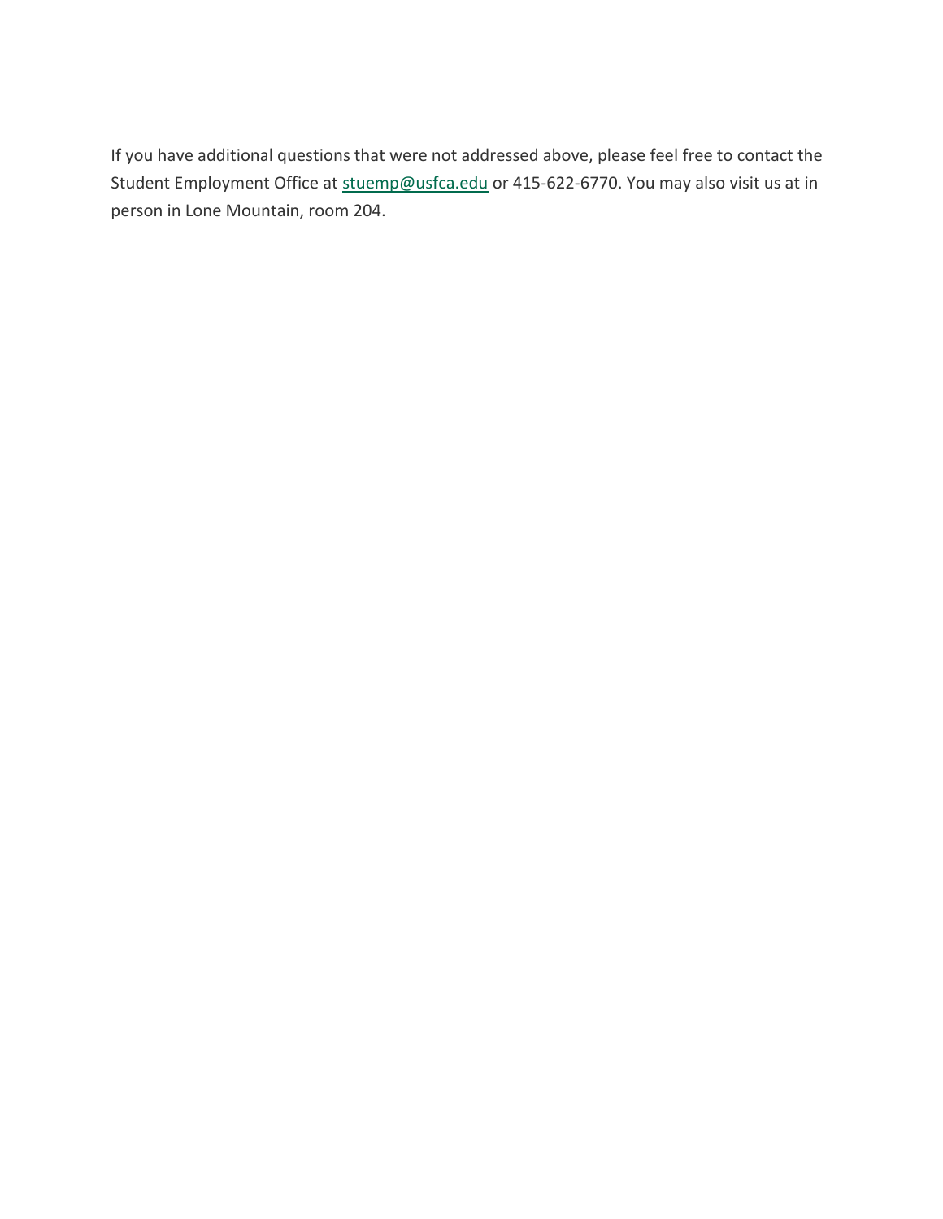If you have additional questions that were not addressed above, please feel free to contact the Student Employment Office at [stuemp@usfca.edu](mailto:stuemp@usfca.edu) or 415-622-6770. You may also visit us at in person in Lone Mountain, room 204.